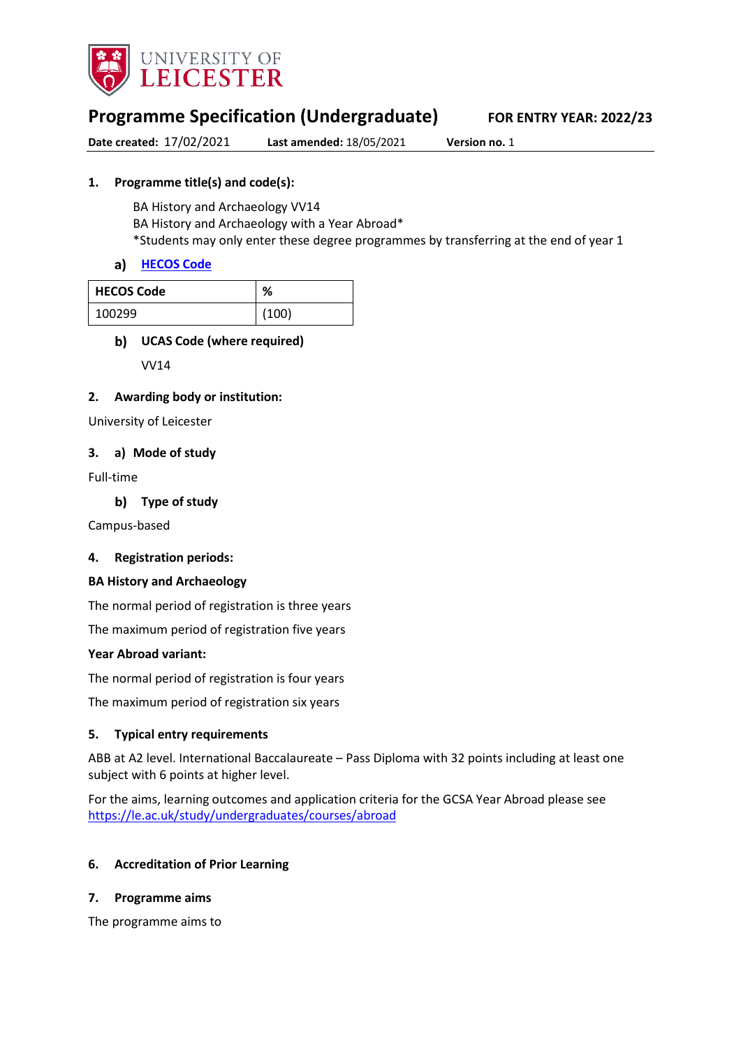UNIVERSITY OF LEICESTER

# Programme Specification (Undergraduate)

**FOR ENTRY YEAR: 2022/23**

**Date created:** 17/02/2021 **Last amended:** 18/05/2021 **Version no.** 1

## 1. Programme title(s) and code(s):

BA History and Archaeology VV14
BA History and Archaeology with a Year Abroad*
*Students may only enter these degree programmes by transferring at the end of year 1

### a) HECOS Code

| HECOS Code | % |
|---|---|
| 100299 | (100) |

### b) UCAS Code (where required)

VV14

## 2. Awarding body or institution:

University of Leicester

## 3. a) Mode of study

Full-time

### b) Type of study

Campus-based

## 4. Registration periods:

**BA History and Archaeology**

The normal period of registration is three years

The maximum period of registration five years

**Year Abroad variant:**

The normal period of registration is four years

The maximum period of registration six years

## 5. Typical entry requirements

ABB at A2 level. International Baccalaureate – Pass Diploma with 32 points including at least one subject with 6 points at higher level.

For the aims, learning outcomes and application criteria for the GCSA Year Abroad please see https://le.ac.uk/study/undergraduates/courses/abroad

## 6. Accreditation of Prior Learning

## 7. Programme aims

The programme aims to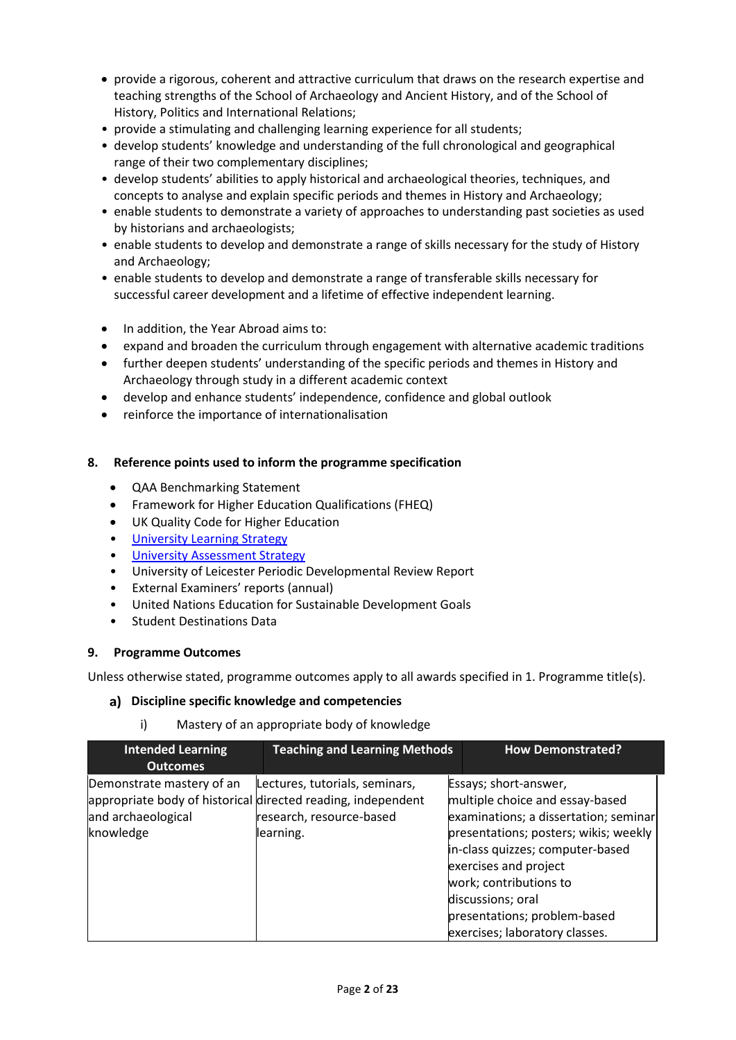- provide a rigorous, coherent and attractive curriculum that draws on the research expertise and teaching strengths of the School of Archaeology and Ancient History, and of the School of History, Politics and International Relations;
- provide a stimulating and challenging learning experience for all students;
- develop students' knowledge and understanding of the full chronological and geographical range of their two complementary disciplines;
- develop students' abilities to apply historical and archaeological theories, techniques, and concepts to analyse and explain specific periods and themes in History and Archaeology;
- enable students to demonstrate a variety of approaches to understanding past societies as used by historians and archaeologists;
- enable students to develop and demonstrate a range of skills necessary for the study of History and Archaeology;
- enable students to develop and demonstrate a range of transferable skills necessary for successful career development and a lifetime of effective independent learning.

- In addition, the Year Abroad aims to:
- expand and broaden the curriculum through engagement with alternative academic traditions
- further deepen students' understanding of the specific periods and themes in History and Archaeology through study in a different academic context
- develop and enhance students' independence, confidence and global outlook
- reinforce the importance of internationalisation

### 8. Reference points used to inform the programme specification

- QAA Benchmarking Statement
- Framework for Higher Education Qualifications (FHEQ)
- UK Quality Code for Higher Education
- University Learning Strategy
- University Assessment Strategy
- University of Leicester Periodic Developmental Review Report
- External Examiners' reports (annual)
- United Nations Education for Sustainable Development Goals
- Student Destinations Data

### 9. Programme Outcomes

Unless otherwise stated, programme outcomes apply to all awards specified in 1. Programme title(s).

#### a) Discipline specific knowledge and competencies

i) Mastery of an appropriate body of knowledge

| Intended Learning Outcomes | Teaching and Learning Methods | How Demonstrated? |
| --- | --- | --- |
| Demonstrate mastery of an appropriate body of historical and archaeological knowledge | Lectures, tutorials, seminars, directed reading, independent research, resource-based learning. | Essays; short-answer, multiple choice and essay-based examinations; a dissertation; seminar presentations; posters; wikis; weekly in-class quizzes; computer-based exercises and project work; contributions to discussions; oral presentations; problem-based exercises; laboratory classes. |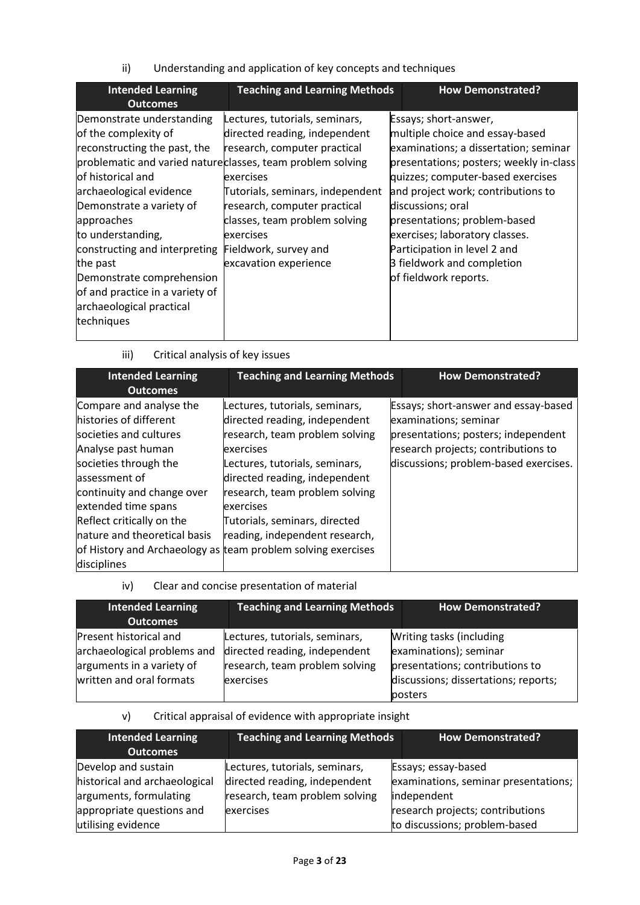ii) Understanding and application of key concepts and techniques

| Intended Learning Outcomes | Teaching and Learning Methods | How Demonstrated? |
|---|---|---|
| Demonstrate understanding of the complexity of reconstructing the past, the problematic and varied nature of historical and archaeological evidence<br>Demonstrate a variety of approaches to understanding, constructing and interpreting the past<br>Demonstrate comprehension of and practice in a variety of archaeological practical techniques | Lectures, tutorials, seminars, directed reading, independent research, computer practical classes, team problem solving exercises<br>Tutorials, seminars, independent research, computer practical classes, team problem solving exercises<br>Fieldwork, survey and excavation experience | Essays; short-answer, multiple choice and essay-based examinations; a dissertation; seminar presentations; posters; weekly in-class quizzes; computer-based exercises and project work; contributions to discussions; oral presentations; problem-based exercises; laboratory classes. Participation in level 2 and 3 fieldwork and completion of fieldwork reports. |

iii) Critical analysis of key issues

| Intended Learning Outcomes | Teaching and Learning Methods | How Demonstrated? |
|---|---|---|
| Compare and analyse the histories of different societies and cultures<br>Analyse past human societies through the assessment of continuity and change over extended time spans<br>Reflect critically on the nature and theoretical basis of History and Archaeology as disciplines | Lectures, tutorials, seminars, directed reading, independent research, team problem solving exercises<br>Lectures, tutorials, seminars, directed reading, independent research, team problem solving exercises<br>Tutorials, seminars, directed reading, independent research, team problem solving exercises | Essays; short-answer and essay-based examinations; seminar presentations; posters; independent research projects; contributions to discussions; problem-based exercises. |

iv) Clear and concise presentation of material

| Intended Learning Outcomes | Teaching and Learning Methods | How Demonstrated? |
|---|---|---|
| Present historical and archaeological problems and arguments in a variety of written and oral formats | Lectures, tutorials, seminars, directed reading, independent research, team problem solving exercises | Writing tasks (including examinations); seminar presentations; contributions to discussions; dissertations; reports; posters |

v) Critical appraisal of evidence with appropriate insight

| Intended Learning Outcomes | Teaching and Learning Methods | How Demonstrated? |
|---|---|---|
| Develop and sustain historical and archaeological arguments, formulating appropriate questions and utilising evidence | Lectures, tutorials, seminars, directed reading, independent research, team problem solving exercises | Essays; essay-based examinations, seminar presentations; independent research projects; contributions to discussions; problem-based |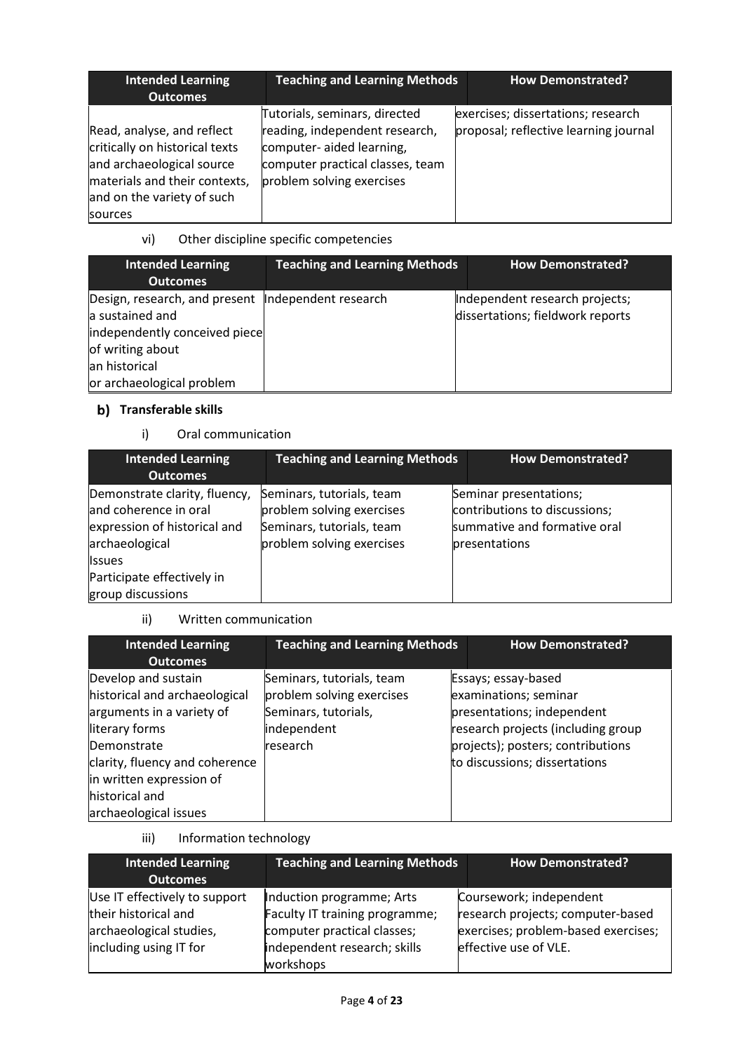| Intended Learning Outcomes | Teaching and Learning Methods | How Demonstrated? |
|---|---|---|
| Read, analyse, and reflect critically on historical texts and archaeological source materials and their contexts, and on the variety of such sources | Tutorials, seminars, directed reading, independent research, computer- aided learning, computer practical classes, team problem solving exercises | exercises; dissertations; research proposal; reflective learning journal |

vi) Other discipline specific competencies

| Intended Learning Outcomes | Teaching and Learning Methods | How Demonstrated? |
|---|---|---|
| Design, research, and present a sustained and independently conceived piece of writing about an historical or archaeological problem | Independent research | Independent research projects; dissertations; fieldwork reports |

## b) Transferable skills

i) Oral communication

| Intended Learning Outcomes | Teaching and Learning Methods | How Demonstrated? |
|---|---|---|
| Demonstrate clarity, fluency, and coherence in oral expression of historical and archaeological Issues<br>Participate effectively in group discussions | Seminars, tutorials, team problem solving exercises<br>Seminars, tutorials, team problem solving exercises | Seminar presentations; contributions to discussions; summative and formative oral presentations |

ii) Written communication

| Intended Learning Outcomes | Teaching and Learning Methods | How Demonstrated? |
|---|---|---|
| Develop and sustain historical and archaeological arguments in a variety of literary forms<br>Demonstrate clarity, fluency and coherence in written expression of historical and archaeological issues | Seminars, tutorials, team problem solving exercises<br>Seminars, tutorials, independent research | Essays; essay-based examinations; seminar presentations; independent research projects (including group projects); posters; contributions to discussions; dissertations |

iii) Information technology

| Intended Learning Outcomes | Teaching and Learning Methods | How Demonstrated? |
|---|---|---|
| Use IT effectively to support their historical and archaeological studies, including using IT for | Induction programme; Arts Faculty IT training programme; computer practical classes; independent research; skills workshops | Coursework; independent research projects; computer-based exercises; problem-based exercises; effective use of VLE. |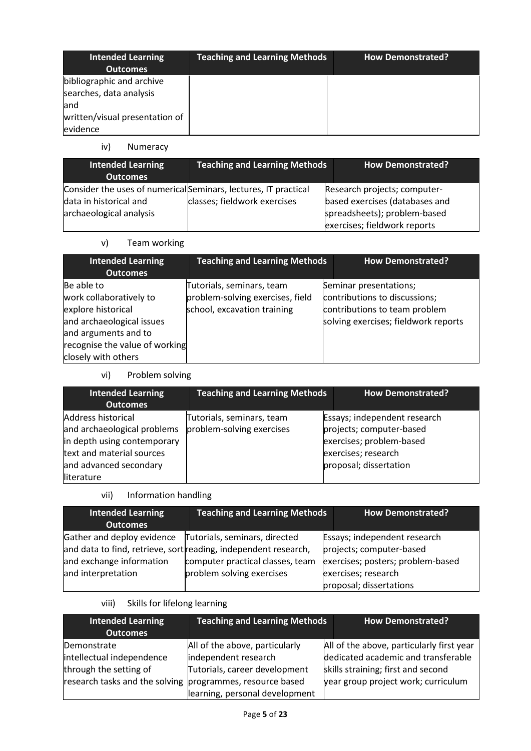| Intended Learning Outcomes | Teaching and Learning Methods | How Demonstrated? |
|---|---|---|
| bibliographic and archive searches, data analysis and written/visual presentation of evidence | | |

iv) Numeracy

| Intended Learning Outcomes | Teaching and Learning Methods | How Demonstrated? |
|---|---|---|
| Consider the uses of numerical data in historical and archaeological analysis | Seminars, lectures, IT practical classes; fieldwork exercises | Research projects; computer-based exercises (databases and spreadsheets); problem-based exercises; fieldwork reports |

v) Team working

| Intended Learning Outcomes | Teaching and Learning Methods | How Demonstrated? |
|---|---|---|
| Be able to work collaboratively to explore historical and archaeological issues and arguments and to recognise the value of working closely with others | Tutorials, seminars, team problem-solving exercises, field school, excavation training | Seminar presentations; contributions to discussions; contributions to team problem solving exercises; fieldwork reports |

vi) Problem solving

| Intended Learning Outcomes | Teaching and Learning Methods | How Demonstrated? |
|---|---|---|
| Address historical and archaeological problems in depth using contemporary text and material sources and advanced secondary literature | Tutorials, seminars, team problem-solving exercises | Essays; independent research projects; computer-based exercises; problem-based exercises; research proposal; dissertation |

vii) Information handling

| Intended Learning Outcomes | Teaching and Learning Methods | How Demonstrated? |
|---|---|---|
| Gather and deploy evidence and data to find, retrieve, sort and exchange information and interpretation | Tutorials, seminars, directed reading, independent research, computer practical classes, team problem solving exercises | Essays; independent research projects; computer-based exercises; posters; problem-based exercises; research proposal; dissertations |

viii) Skills for lifelong learning

| Intended Learning Outcomes | Teaching and Learning Methods | How Demonstrated? |
|---|---|---|
| Demonstrate intellectual independence through the setting of research tasks and the solving | All of the above, particularly independent research Tutorials, career development programmes, resource based learning, personal development | All of the above, particularly first year dedicated academic and transferable skills straining; first and second year group project work; curriculum |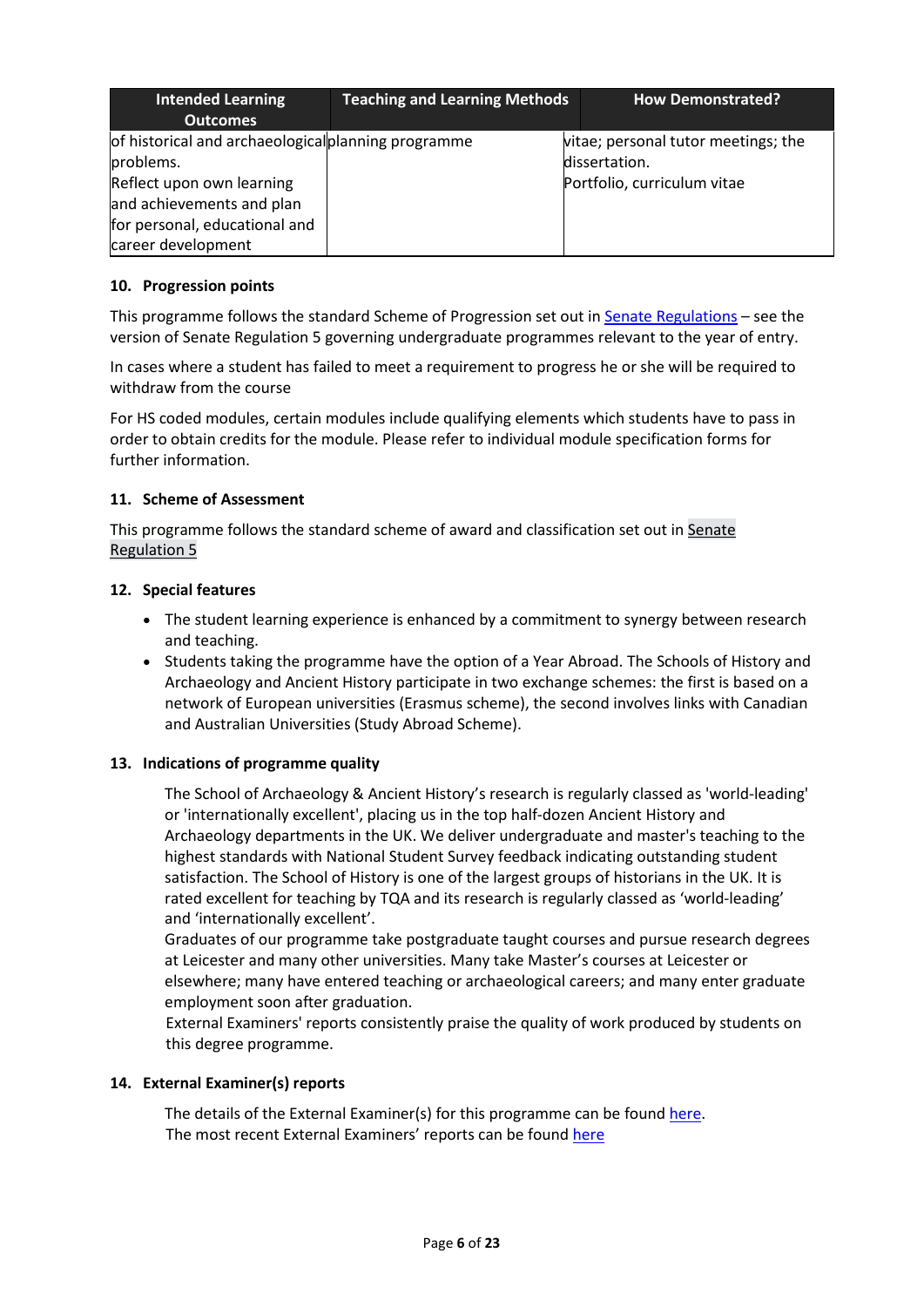| Intended Learning Outcomes | Teaching and Learning Methods | How Demonstrated? |
|---|---|---|
| of historical and archaeological problems. Reflect upon own learning and achievements and plan for personal, educational and career development | planning programme | vitae; personal tutor meetings; the dissertation. Portfolio, curriculum vitae |

**10. Progression points**

This programme follows the standard Scheme of Progression set out in Senate Regulations – see the version of Senate Regulation 5 governing undergraduate programmes relevant to the year of entry.

In cases where a student has failed to meet a requirement to progress he or she will be required to withdraw from the course

For HS coded modules, certain modules include qualifying elements which students have to pass in order to obtain credits for the module. Please refer to individual module specification forms for further information.

**11. Scheme of Assessment**

This programme follows the standard scheme of award and classification set out in Senate Regulation 5

**12. Special features**

- The student learning experience is enhanced by a commitment to synergy between research and teaching.
- Students taking the programme have the option of a Year Abroad. The Schools of History and Archaeology and Ancient History participate in two exchange schemes: the first is based on a network of European universities (Erasmus scheme), the second involves links with Canadian and Australian Universities (Study Abroad Scheme).

**13. Indications of programme quality**

The School of Archaeology & Ancient History's research is regularly classed as 'world-leading' or 'internationally excellent', placing us in the top half-dozen Ancient History and Archaeology departments in the UK. We deliver undergraduate and master's teaching to the highest standards with National Student Survey feedback indicating outstanding student satisfaction. The School of History is one of the largest groups of historians in the UK. It is rated excellent for teaching by TQA and its research is regularly classed as 'world-leading' and 'internationally excellent'.
Graduates of our programme take postgraduate taught courses and pursue research degrees at Leicester and many other universities. Many take Master's courses at Leicester or elsewhere; many have entered teaching or archaeological careers; and many enter graduate employment soon after graduation.
External Examiners' reports consistently praise the quality of work produced by students on this degree programme.

**14. External Examiner(s) reports**

The details of the External Examiner(s) for this programme can be found here.
The most recent External Examiners' reports can be found here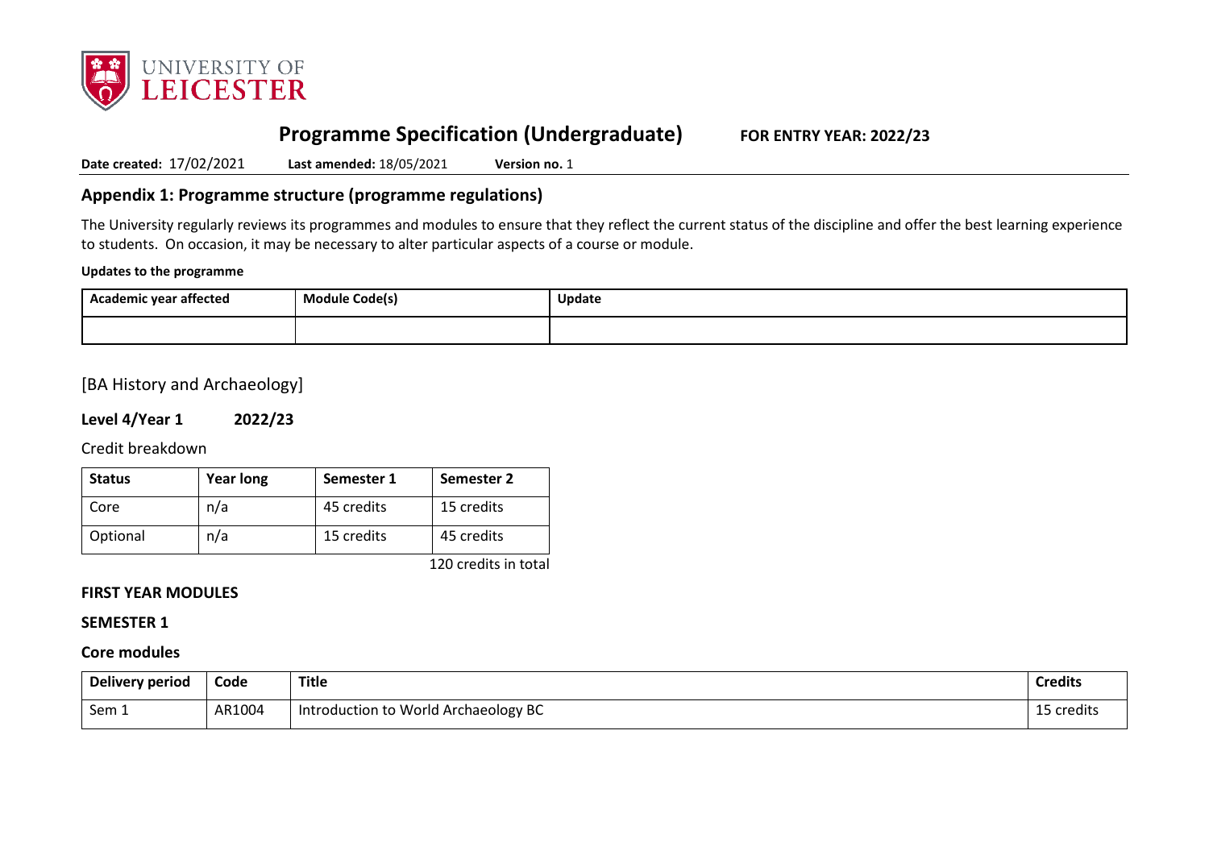# Programme Specification (Undergraduate) FOR ENTRY YEAR: 2022/23

**Date created:** 17/02/2021 **Last amended:** 18/05/2021 **Version no.** 1

## Appendix 1: Programme structure (programme regulations)

The University regularly reviews its programmes and modules to ensure that they reflect the current status of the discipline and offer the best learning experience to students. On occasion, it may be necessary to alter particular aspects of a course or module.

**Updates to the programme**

| Academic year affected | Module Code(s) | Update |
|---|---|---|
| | | |

[BA History and Archaeology]

**Level 4/Year 1 2022/23**

Credit breakdown

| Status | Year long | Semester 1 | Semester 2 |
|---|---|---|---|
| Core | n/a | 45 credits | 15 credits |
| Optional | n/a | 15 credits | 45 credits |

120 credits in total

**FIRST YEAR MODULES**

**SEMESTER 1**

**Core modules**

| Delivery period | Code | Title | Credits |
|---|---|---|---|
| Sem 1 | AR1004 | Introduction to World Archaeology BC | 15 credits |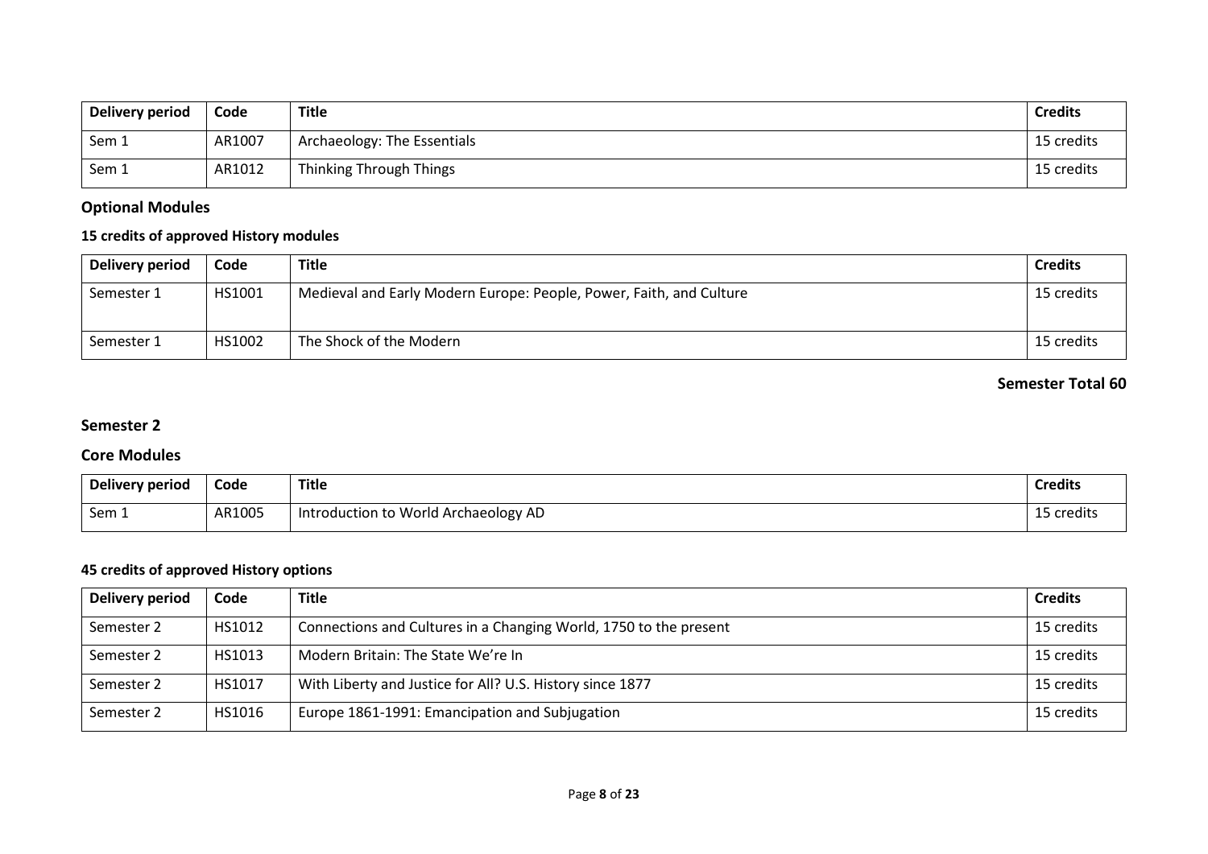| Delivery period | Code | Title | Credits |
|---|---|---|---|
| Sem 1 | AR1007 | Archaeology: The Essentials | 15 credits |
| Sem 1 | AR1012 | Thinking Through Things | 15 credits |

## Optional Modules

### 15 credits of approved History modules

| Delivery period | Code | Title | Credits |
|---|---|---|---|
| Semester 1 | HS1001 | Medieval and Early Modern Europe: People, Power, Faith, and Culture | 15 credits |
| Semester 1 | HS1002 | The Shock of the Modern | 15 credits |

**Semester Total 60**

## Semester 2

## Core Modules

| Delivery period | Code | Title | Credits |
|---|---|---|---|
| Sem 1 | AR1005 | Introduction to World Archaeology AD | 15 credits |

### 45 credits of approved History options

| Delivery period | Code | Title | Credits |
|---|---|---|---|
| Semester 2 | HS1012 | Connections and Cultures in a Changing World, 1750 to the present | 15 credits |
| Semester 2 | HS1013 | Modern Britain: The State We're In | 15 credits |
| Semester 2 | HS1017 | With Liberty and Justice for All? U.S. History since 1877 | 15 credits |
| Semester 2 | HS1016 | Europe 1861-1991: Emancipation and Subjugation | 15 credits |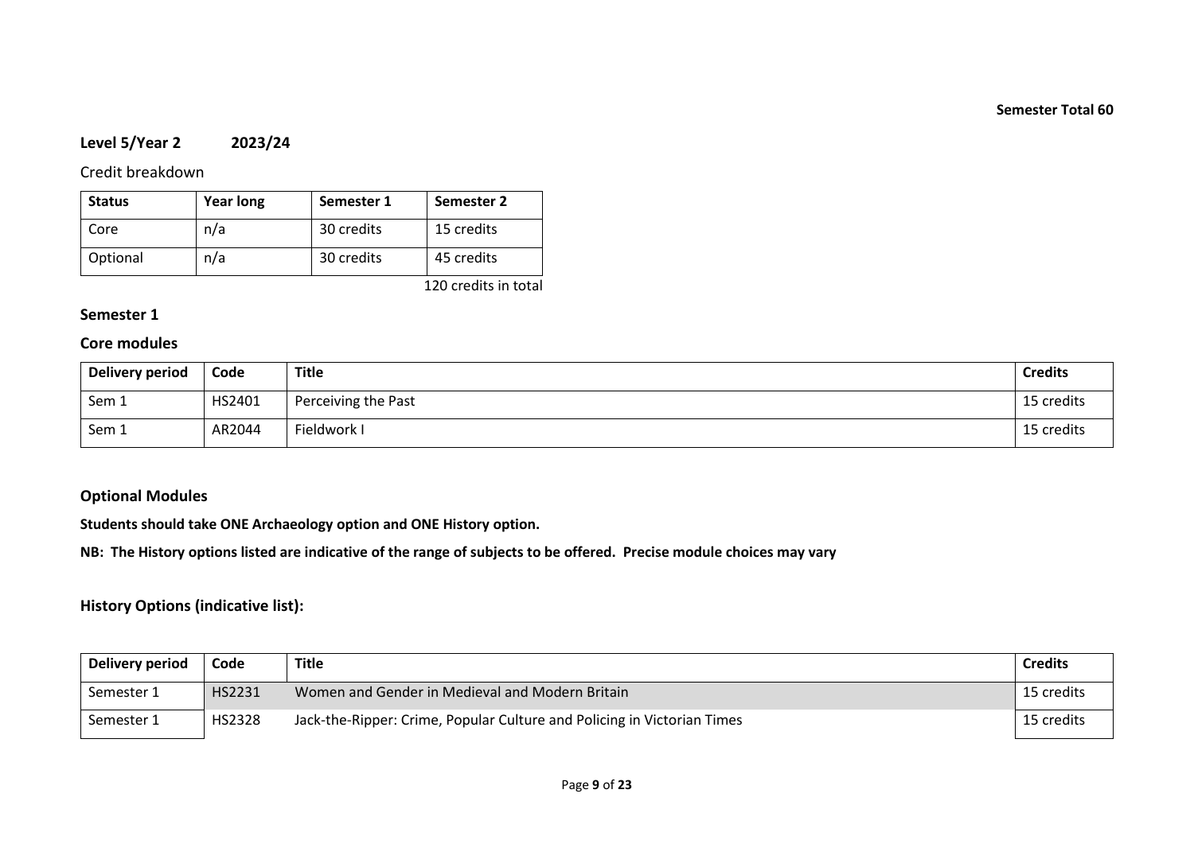**Semester Total 60**

## Level 5/Year 2 2023/24

Credit breakdown

| Status | Year long | Semester 1 | Semester 2 |
|---|---|---|---|
| Core | n/a | 30 credits | 15 credits |
| Optional | n/a | 30 credits | 45 credits |

120 credits in total

### Semester 1

### Core modules

| Delivery period | Code | Title | Credits |
|---|---|---|---|
| Sem 1 | HS2401 | Perceiving the Past | 15 credits |
| Sem 1 | AR2044 | Fieldwork I | 15 credits |

### Optional Modules

**Students should take ONE Archaeology option and ONE History option.**

**NB: The History options listed are indicative of the range of subjects to be offered. Precise module choices may vary**

### History Options (indicative list):

| Delivery period | Code | Title | Credits |
|---|---|---|---|
| Semester 1 | HS2231 | Women and Gender in Medieval and Modern Britain | 15 credits |
| Semester 1 | HS2328 | Jack-the-Ripper: Crime, Popular Culture and Policing in Victorian Times | 15 credits |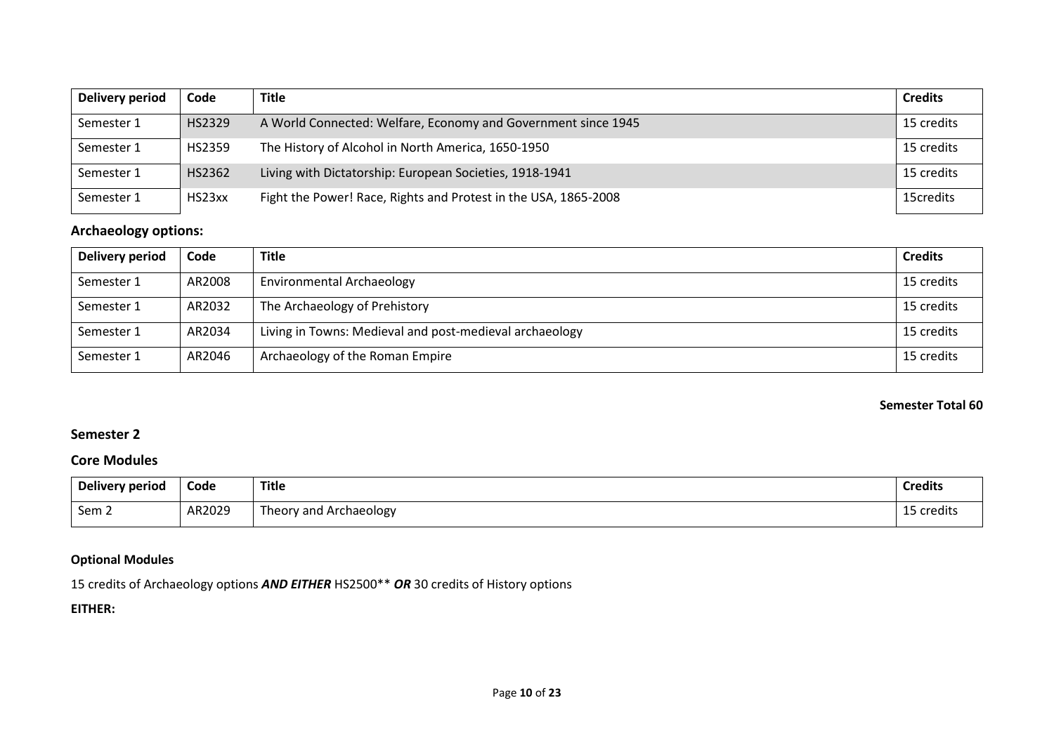| Delivery period | Code | Title | Credits |
|---|---|---|---|
| Semester 1 | HS2329 | A World Connected: Welfare, Economy and Government since 1945 | 15 credits |
| Semester 1 | HS2359 | The History of Alcohol in North America, 1650-1950 | 15 credits |
| Semester 1 | HS2362 | Living with Dictatorship: European Societies, 1918-1941 | 15 credits |
| Semester 1 | HS23xx | Fight the Power! Race, Rights and Protest in the USA, 1865-2008 | 15credits |

### Archaeology options:

| Delivery period | Code | Title | Credits |
|---|---|---|---|
| Semester 1 | AR2008 | Environmental Archaeology | 15 credits |
| Semester 1 | AR2032 | The Archaeology of Prehistory | 15 credits |
| Semester 1 | AR2034 | Living in Towns: Medieval and post-medieval archaeology | 15 credits |
| Semester 1 | AR2046 | Archaeology of the Roman Empire | 15 credits |

**Semester Total 60**

## Semester 2

### Core Modules

| Delivery period | Code | Title | Credits |
|---|---|---|---|
| Sem 2 | AR2029 | Theory and Archaeology | 15 credits |

**Optional Modules**

15 credits of Archaeology options ***AND EITHER*** HS2500** ***OR*** 30 credits of History options

**EITHER:**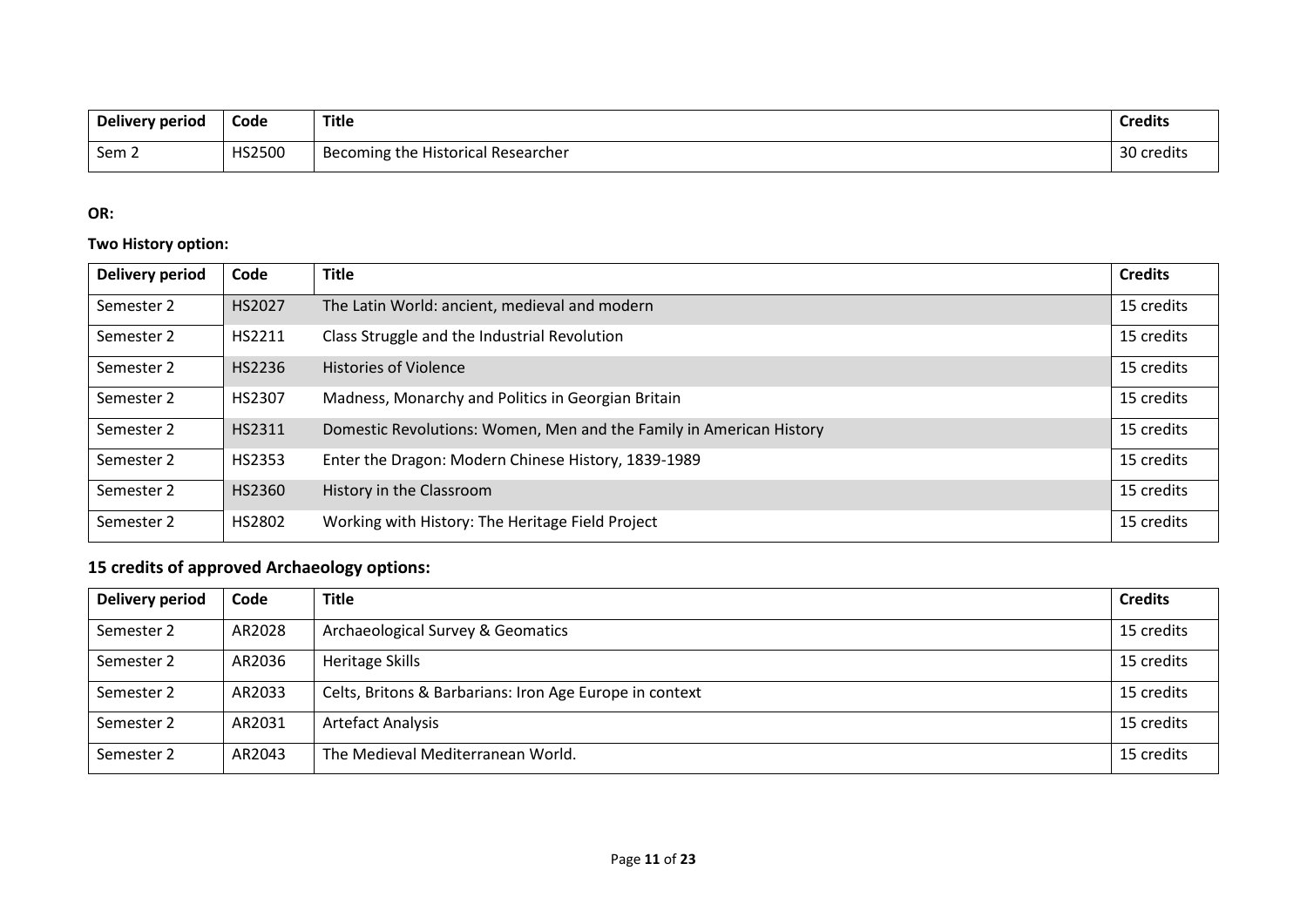| Delivery period | Code | Title | Credits |
| --- | --- | --- | --- |
| Sem 2 | HS2500 | Becoming the Historical Researcher | 30 credits |

**OR:**

**Two History option:**

| Delivery period | Code | Title | Credits |
| --- | --- | --- | --- |
| Semester 2 | HS2027 | The Latin World: ancient, medieval and modern | 15 credits |
| Semester 2 | HS2211 | Class Struggle and the Industrial Revolution | 15 credits |
| Semester 2 | HS2236 | Histories of Violence | 15 credits |
| Semester 2 | HS2307 | Madness, Monarchy and Politics in Georgian Britain | 15 credits |
| Semester 2 | HS2311 | Domestic Revolutions: Women, Men and the Family in American History | 15 credits |
| Semester 2 | HS2353 | Enter the Dragon: Modern Chinese History, 1839-1989 | 15 credits |
| Semester 2 | HS2360 | History in the Classroom | 15 credits |
| Semester 2 | HS2802 | Working with History: The Heritage Field Project | 15 credits |

## 15 credits of approved Archaeology options:

| Delivery period | Code | Title | Credits |
| --- | --- | --- | --- |
| Semester 2 | AR2028 | Archaeological Survey & Geomatics | 15 credits |
| Semester 2 | AR2036 | Heritage Skills | 15 credits |
| Semester 2 | AR2033 | Celts, Britons & Barbarians: Iron Age Europe in context | 15 credits |
| Semester 2 | AR2031 | Artefact Analysis | 15 credits |
| Semester 2 | AR2043 | The Medieval Mediterranean World. | 15 credits |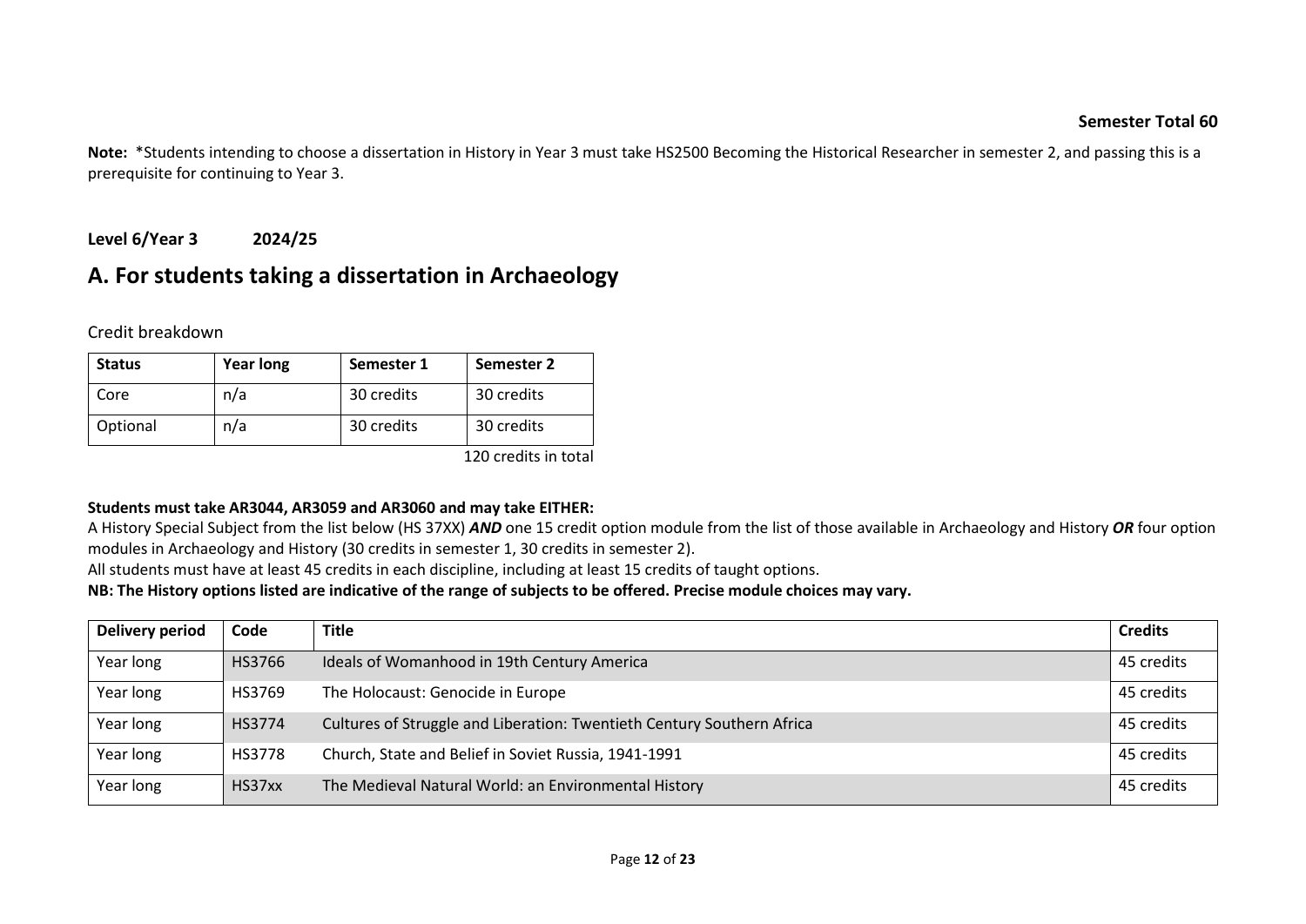**Semester Total 60**

**Note:** *Students intending to choose a dissertation in History in Year 3 must take HS2500 Becoming the Historical Researcher in semester 2, and passing this is a prerequisite for continuing to Year 3.

**Level 6/Year 3 2024/25**

## A. For students taking a dissertation in Archaeology

Credit breakdown

| Status | Year long | Semester 1 | Semester 2 |
|---|---|---|---|
| Core | n/a | 30 credits | 30 credits |
| Optional | n/a | 30 credits | 30 credits |

120 credits in total

**Students must take AR3044, AR3059 and AR3060 and may take EITHER:**
A History Special Subject from the list below (HS 37XX) ***AND*** one 15 credit option module from the list of those available in Archaeology and History ***OR*** four option modules in Archaeology and History (30 credits in semester 1, 30 credits in semester 2).
All students must have at least 45 credits in each discipline, including at least 15 credits of taught options.
**NB: The History options listed are indicative of the range of subjects to be offered. Precise module choices may vary.**

| Delivery period | Code | Title | Credits |
|---|---|---|---|
| Year long | HS3766 | Ideals of Womanhood in 19th Century America | 45 credits |
| Year long | HS3769 | The Holocaust: Genocide in Europe | 45 credits |
| Year long | HS3774 | Cultures of Struggle and Liberation: Twentieth Century Southern Africa | 45 credits |
| Year long | HS3778 | Church, State and Belief in Soviet Russia, 1941-1991 | 45 credits |
| Year long | HS37xx | The Medieval Natural World: an Environmental History | 45 credits |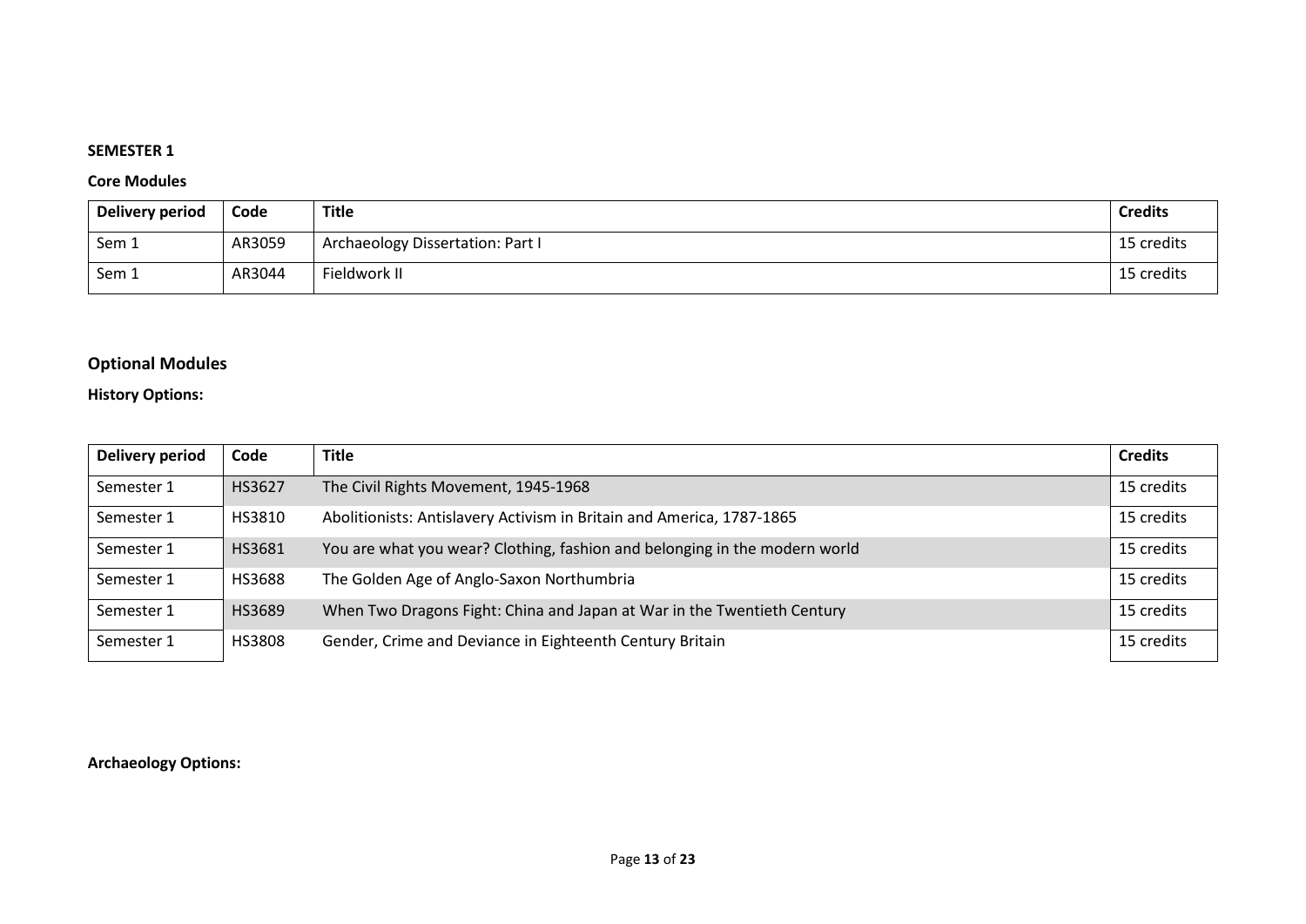**SEMESTER 1**

**Core Modules**

| Delivery period | Code | Title | Credits |
|---|---|---|---|
| Sem 1 | AR3059 | Archaeology Dissertation: Part I | 15 credits |
| Sem 1 | AR3044 | Fieldwork II | 15 credits |

## Optional Modules

**History Options:**

| Delivery period | Code | Title | Credits |
|---|---|---|---|
| Semester 1 | HS3627 | The Civil Rights Movement, 1945-1968 | 15 credits |
| Semester 1 | HS3810 | Abolitionists: Antislavery Activism in Britain and America, 1787-1865 | 15 credits |
| Semester 1 | HS3681 | You are what you wear? Clothing, fashion and belonging in the modern world | 15 credits |
| Semester 1 | HS3688 | The Golden Age of Anglo-Saxon Northumbria | 15 credits |
| Semester 1 | HS3689 | When Two Dragons Fight: China and Japan at War in the Twentieth Century | 15 credits |
| Semester 1 | HS3808 | Gender, Crime and Deviance in Eighteenth Century Britain | 15 credits |

**Archaeology Options:**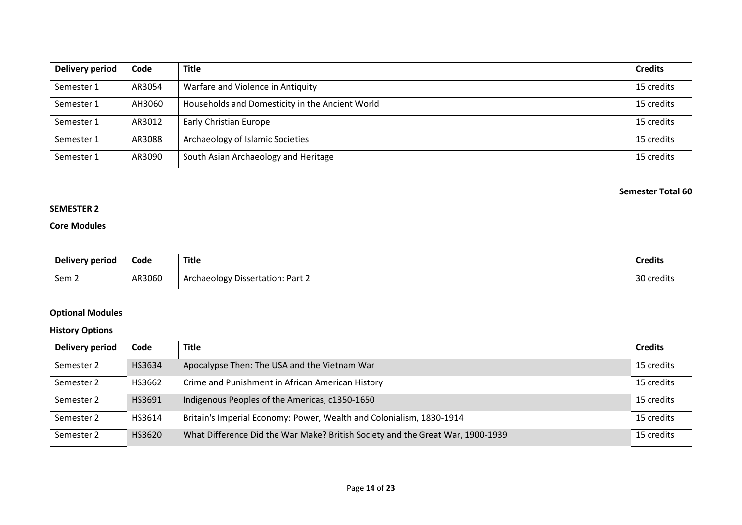| Delivery period | Code | Title | Credits |
|---|---|---|---|
| Semester 1 | AR3054 | Warfare and Violence in Antiquity | 15 credits |
| Semester 1 | AH3060 | Households and Domesticity in the Ancient World | 15 credits |
| Semester 1 | AR3012 | Early Christian Europe | 15 credits |
| Semester 1 | AR3088 | Archaeology of Islamic Societies | 15 credits |
| Semester 1 | AR3090 | South Asian Archaeology and Heritage | 15 credits |

**Semester Total 60**

**SEMESTER 2**

**Core Modules**

| Delivery period | Code | Title | Credits |
|---|---|---|---|
| Sem 2 | AR3060 | Archaeology Dissertation: Part 2 | 30 credits |

**Optional Modules**

**History Options**

| Delivery period | Code | Title | Credits |
|---|---|---|---|
| Semester 2 | HS3634 | Apocalypse Then: The USA and the Vietnam War | 15 credits |
| Semester 2 | HS3662 | Crime and Punishment in African American History | 15 credits |
| Semester 2 | HS3691 | Indigenous Peoples of the Americas, c1350-1650 | 15 credits |
| Semester 2 | HS3614 | Britain's Imperial Economy: Power, Wealth and Colonialism, 1830-1914 | 15 credits |
| Semester 2 | HS3620 | What Difference Did the War Make? British Society and the Great War, 1900-1939 | 15 credits |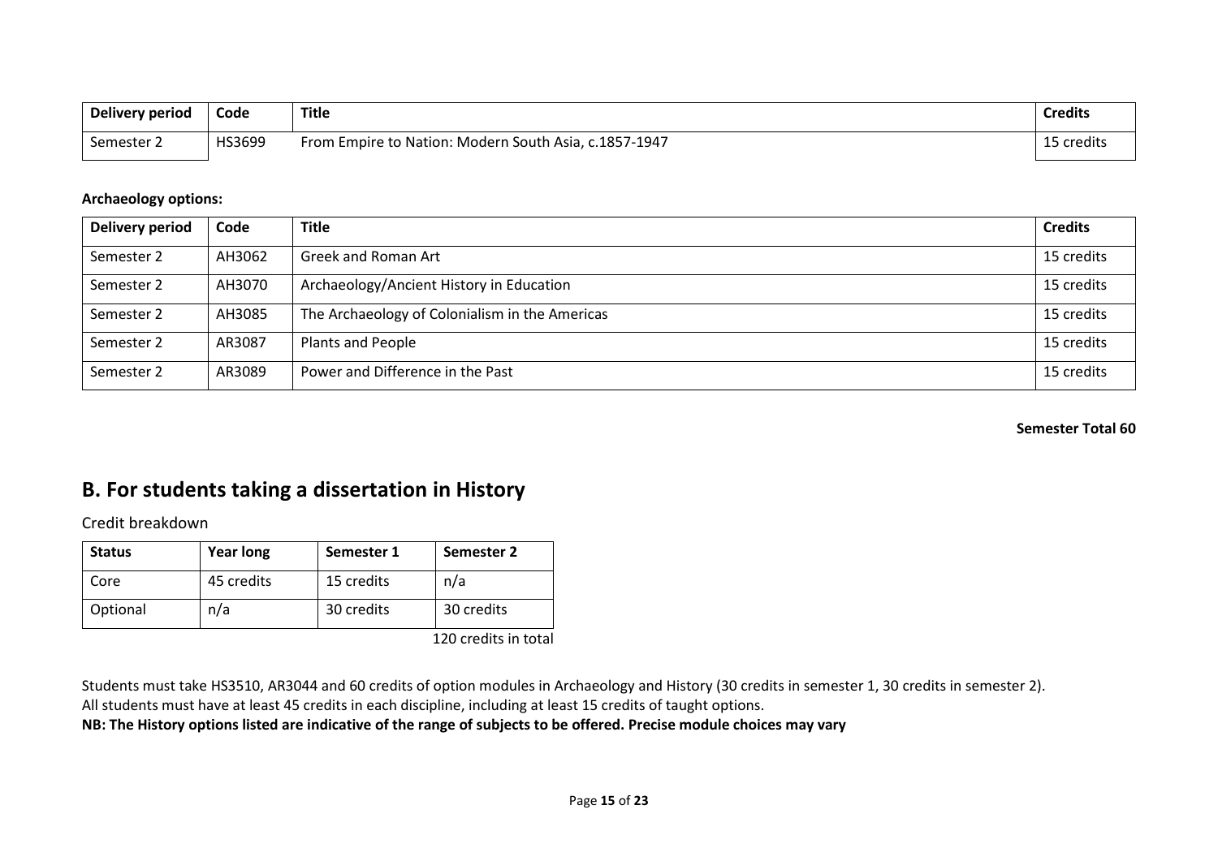| Delivery period | Code | Title | Credits |
|---|---|---|---|
| Semester 2 | HS3699 | From Empire to Nation: Modern South Asia, c.1857-1947 | 15 credits |

**Archaeology options:**

| Delivery period | Code | Title | Credits |
|---|---|---|---|
| Semester 2 | AH3062 | Greek and Roman Art | 15 credits |
| Semester 2 | AH3070 | Archaeology/Ancient History in Education | 15 credits |
| Semester 2 | AH3085 | The Archaeology of Colonialism in the Americas | 15 credits |
| Semester 2 | AR3087 | Plants and People | 15 credits |
| Semester 2 | AR3089 | Power and Difference in the Past | 15 credits |

**Semester Total 60**

## B. For students taking a dissertation in History

Credit breakdown

| Status | Year long | Semester 1 | Semester 2 |
|---|---|---|---|
| Core | 45 credits | 15 credits | n/a |
| Optional | n/a | 30 credits | 30 credits |

120 credits in total

Students must take HS3510, AR3044 and 60 credits of option modules in Archaeology and History (30 credits in semester 1, 30 credits in semester 2).
All students must have at least 45 credits in each discipline, including at least 15 credits of taught options.
**NB: The History options listed are indicative of the range of subjects to be offered. Precise module choices may vary**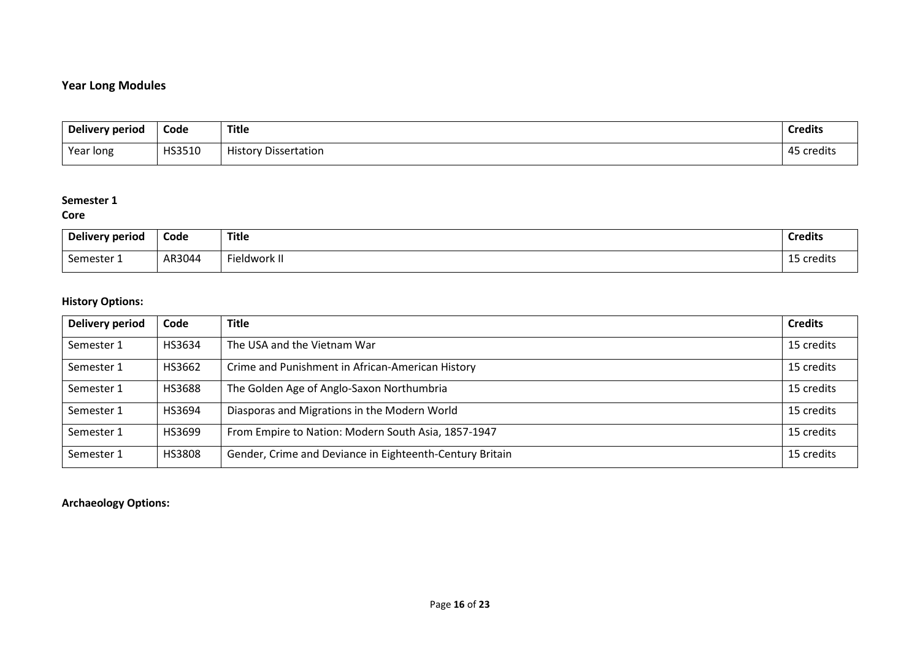## Year Long Modules

| Delivery period | Code | Title | Credits |
|---|---|---|---|
| Year long | HS3510 | History Dissertation | 45 credits |

### Semester 1

**Core**

| Delivery period | Code | Title | Credits |
|---|---|---|---|
| Semester 1 | AR3044 | Fieldwork II | 15 credits |

**History Options:**

| Delivery period | Code | Title | Credits |
|---|---|---|---|
| Semester 1 | HS3634 | The USA and the Vietnam War | 15 credits |
| Semester 1 | HS3662 | Crime and Punishment in African-American History | 15 credits |
| Semester 1 | HS3688 | The Golden Age of Anglo-Saxon Northumbria | 15 credits |
| Semester 1 | HS3694 | Diasporas and Migrations in the Modern World | 15 credits |
| Semester 1 | HS3699 | From Empire to Nation: Modern South Asia, 1857-1947 | 15 credits |
| Semester 1 | HS3808 | Gender, Crime and Deviance in Eighteenth-Century Britain | 15 credits |

**Archaeology Options:**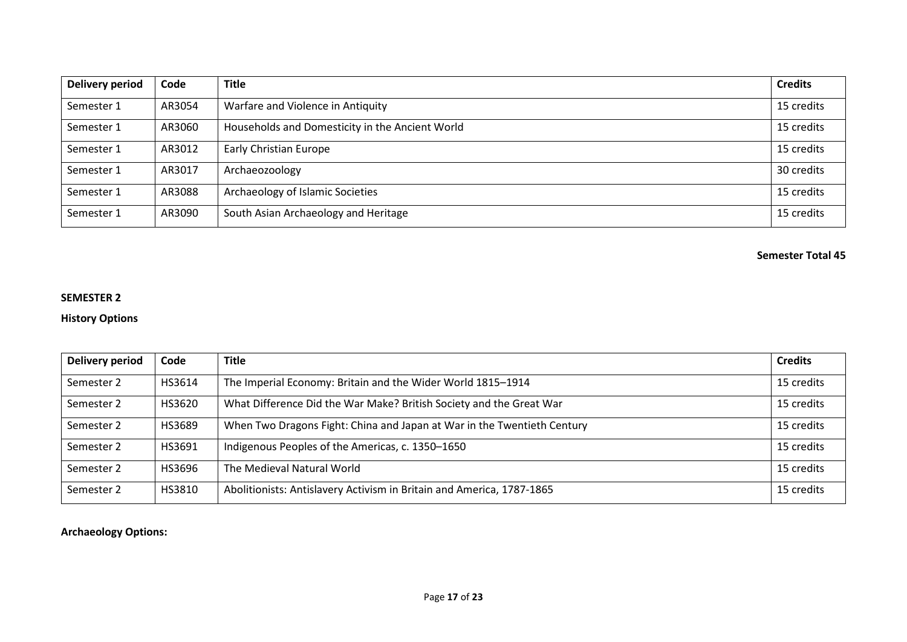| Delivery period | Code | Title | Credits |
| --- | --- | --- | --- |
| Semester 1 | AR3054 | Warfare and Violence in Antiquity | 15 credits |
| Semester 1 | AR3060 | Households and Domesticity in the Ancient World | 15 credits |
| Semester 1 | AR3012 | Early Christian Europe | 15 credits |
| Semester 1 | AR3017 | Archaeozoology | 30 credits |
| Semester 1 | AR3088 | Archaeology of Islamic Societies | 15 credits |
| Semester 1 | AR3090 | South Asian Archaeology and Heritage | 15 credits |

**Semester Total 45**

**SEMESTER 2**

**History Options**

| Delivery period | Code | Title | Credits |
| --- | --- | --- | --- |
| Semester 2 | HS3614 | The Imperial Economy: Britain and the Wider World 1815–1914 | 15 credits |
| Semester 2 | HS3620 | What Difference Did the War Make? British Society and the Great War | 15 credits |
| Semester 2 | HS3689 | When Two Dragons Fight: China and Japan at War in the Twentieth Century | 15 credits |
| Semester 2 | HS3691 | Indigenous Peoples of the Americas, c. 1350–1650 | 15 credits |
| Semester 2 | HS3696 | The Medieval Natural World | 15 credits |
| Semester 2 | HS3810 | Abolitionists: Antislavery Activism in Britain and America, 1787-1865 | 15 credits |

**Archaeology Options:**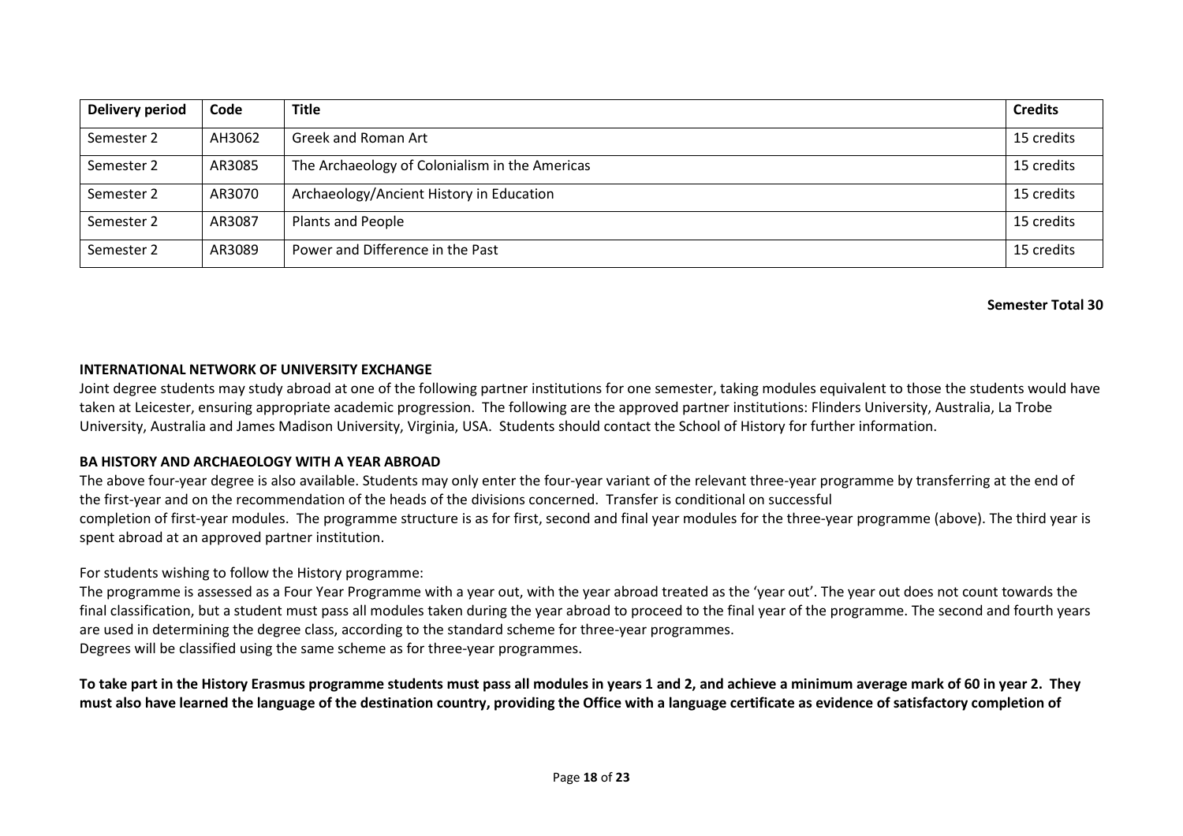| Delivery period | Code | Title | Credits |
|---|---|---|---|
| Semester 2 | AH3062 | Greek and Roman Art | 15 credits |
| Semester 2 | AR3085 | The Archaeology of Colonialism in the Americas | 15 credits |
| Semester 2 | AR3070 | Archaeology/Ancient History in Education | 15 credits |
| Semester 2 | AR3087 | Plants and People | 15 credits |
| Semester 2 | AR3089 | Power and Difference in the Past | 15 credits |

**Semester Total 30**

**INTERNATIONAL NETWORK OF UNIVERSITY EXCHANGE**

Joint degree students may study abroad at one of the following partner institutions for one semester, taking modules equivalent to those the students would have taken at Leicester, ensuring appropriate academic progression. The following are the approved partner institutions: Flinders University, Australia, La Trobe University, Australia and James Madison University, Virginia, USA. Students should contact the School of History for further information.

**BA HISTORY AND ARCHAEOLOGY WITH A YEAR ABROAD**

The above four-year degree is also available. Students may only enter the four-year variant of the relevant three-year programme by transferring at the end of the first-year and on the recommendation of the heads of the divisions concerned. Transfer is conditional on successful completion of first-year modules. The programme structure is as for first, second and final year modules for the three-year programme (above). The third year is spent abroad at an approved partner institution.

For students wishing to follow the History programme:

The programme is assessed as a Four Year Programme with a year out, with the year abroad treated as the 'year out'. The year out does not count towards the final classification, but a student must pass all modules taken during the year abroad to proceed to the final year of the programme. The second and fourth years are used in determining the degree class, according to the standard scheme for three-year programmes.

Degrees will be classified using the same scheme as for three-year programmes.

**To take part in the History Erasmus programme students must pass all modules in years 1 and 2, and achieve a minimum average mark of 60 in year 2. They must also have learned the language of the destination country, providing the Office with a language certificate as evidence of satisfactory completion of**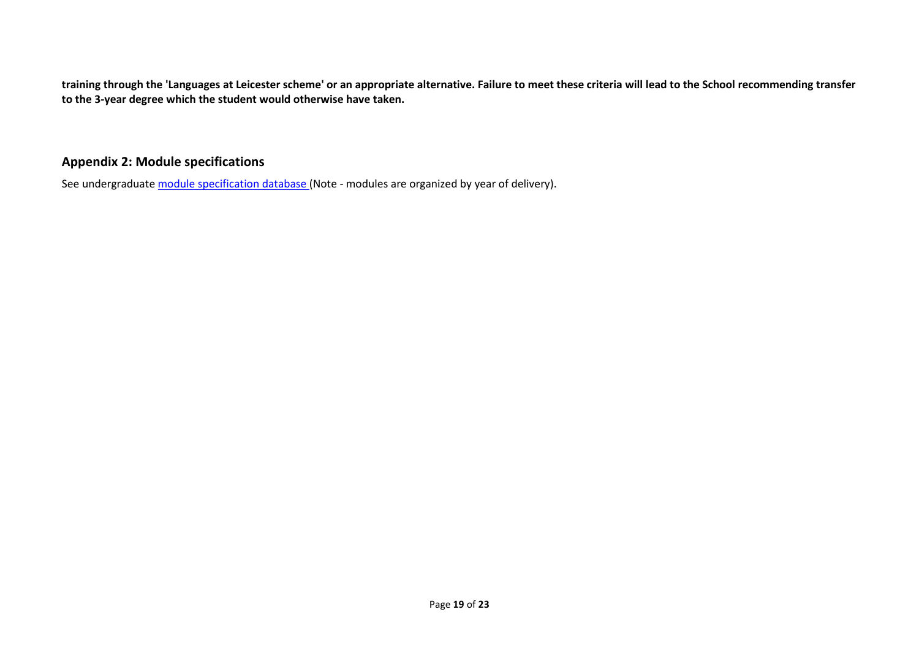**training through the 'Languages at Leicester scheme' or an appropriate alternative. Failure to meet these criteria will lead to the School recommending transfer to the 3-year degree which the student would otherwise have taken.**

## Appendix 2: Module specifications

See undergraduate module specification database (Note - modules are organized by year of delivery).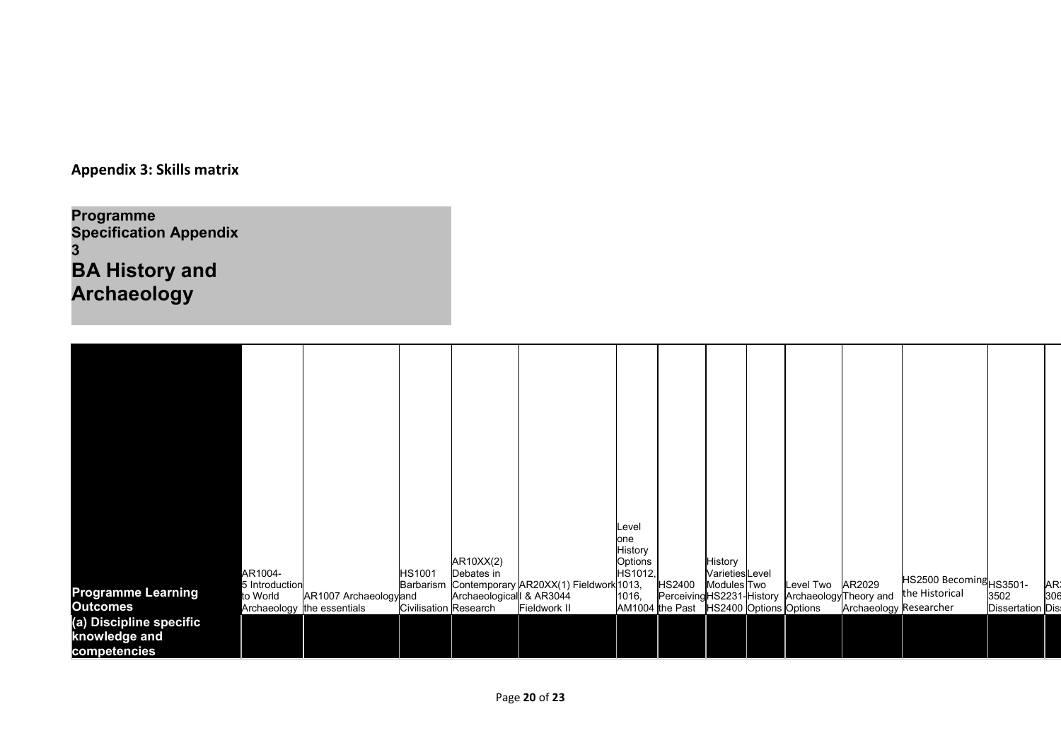**Appendix 3: Skills matrix**

**Programme Specification Appendix 3**

**BA History and Archaeology**

| Programme Learning Outcomes | AR1004-5 Introduction to World Archaeology | AR1007 Archaeology the essentials | HS1001 Barbarism and Civilisation | AR10XX(2) Debates in Contemporary Archaeological Research | AR20XX(1) Fieldwork I & AR3044 Fieldwork II | Level one History Options HS1012, 1013, 1016, AM1004 | HS2400 Perceiving the Past | History Varieties Modules HS2231-HS2400 | Level Two History Options | Level Two Archaeology Options | AR2029 Theory and Archaeology | HS2500 Becoming the Historical Researcher | HS3501-3502 Dissertation | AR3 306 Dis |
|---|---|---|---|---|---|---|---|---|---|---|---|---|---|---|
| **(a) Discipline specific knowledge and competencies** | | | | | | | | | | | | | | |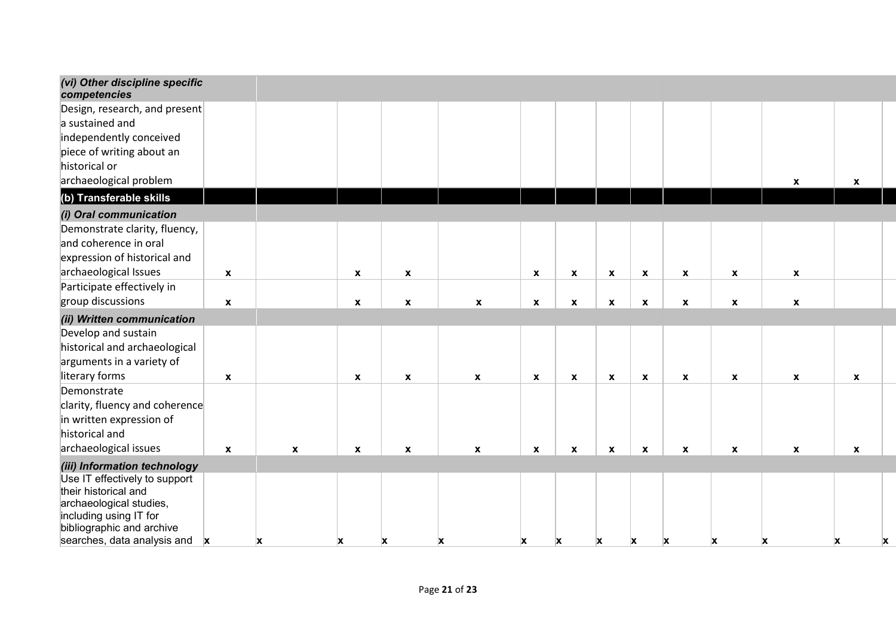| | | | | | | | | | | | | | | |
|---|---|---|---|---|---|---|---|---|---|---|---|---|---|---|
| ***(vi) Other discipline specific competencies*** | | | | | | | | | | | | | | |
| Design, research, and present a sustained and independently conceived piece of writing about an historical or archaeological problem | | | | | | | | | | | | x | x | |
| **(b) Transferable skills** | | | | | | | | | | | | | | |
| ***(i) Oral communication*** | | | | | | | | | | | | | | |
| Demonstrate clarity, fluency, and coherence in oral expression of historical and archaeological Issues | x | | x | x | | x | x | x | x | x | x | x | | |
| Participate effectively in group discussions | x | | x | x | x | x | x | x | x | x | x | x | | |
| ***(ii) Written communication*** | | | | | | | | | | | | | | |
| Develop and sustain historical and archaeological arguments in a variety of literary forms | x | | x | x | x | x | x | x | x | x | x | x | x | |
| Demonstrate clarity, fluency and coherence in written expression of historical and archaeological issues | x | x | x | x | x | x | x | x | x | x | x | x | x | |
| ***(iii) Information technology*** | | | | | | | | | | | | | | |
| Use IT effectively to support their historical and archaeological studies, including using IT for bibliographic and archive searches, data analysis and | x | x | x | x | x | x | x | x | x | x | x | x | x | x |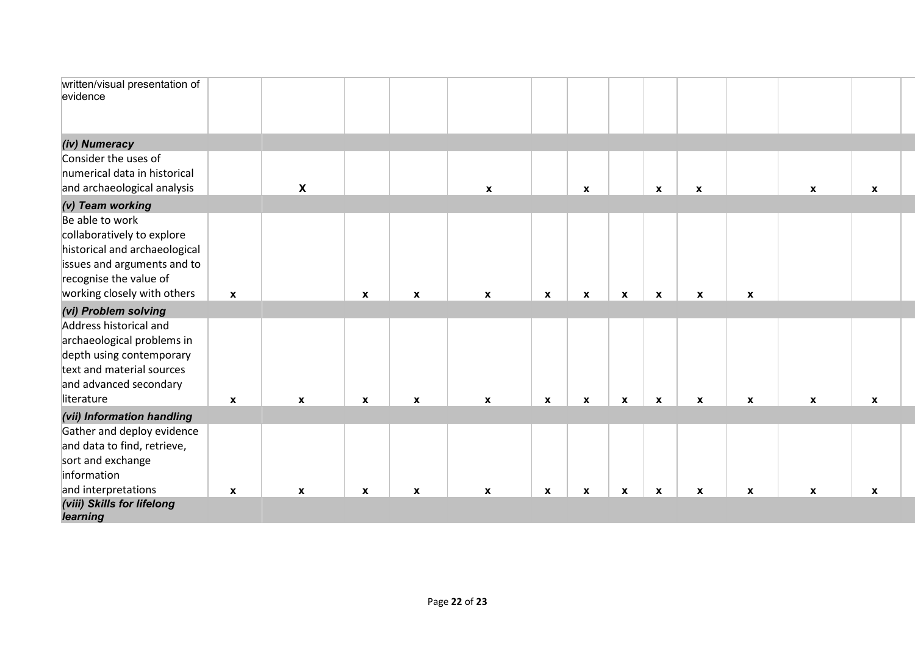| written/visual presentation of evidence | | | | | | | | | | | | | |
|---|---|---|---|---|---|---|---|---|---|---|---|---|---|
| ***(iv) Numeracy*** | | | | | | | | | | | | | |
| Consider the uses of numerical data in historical and archaeological analysis | | X | | | x | | x | | x | x | | x | x |
| ***(v) Team working*** | | | | | | | | | | | | | |
| Be able to work collaboratively to explore historical and archaeological issues and arguments and to recognise the value of working closely with others | x | | x | x | x | x | x | x | x | x | x | | |
| ***(vi) Problem solving*** | | | | | | | | | | | | | |
| Address historical and archaeological problems in depth using contemporary text and material sources and advanced secondary literature | x | x | x | x | x | x | x | x | x | x | x | x | x |
| ***(vii) Information handling*** | | | | | | | | | | | | | |
| Gather and deploy evidence and data to find, retrieve, sort and exchange information and interpretations | x | x | x | x | x | x | x | x | x | x | x | x | x |
| ***(viii) Skills for lifelong learning*** | | | | | | | | | | | | | |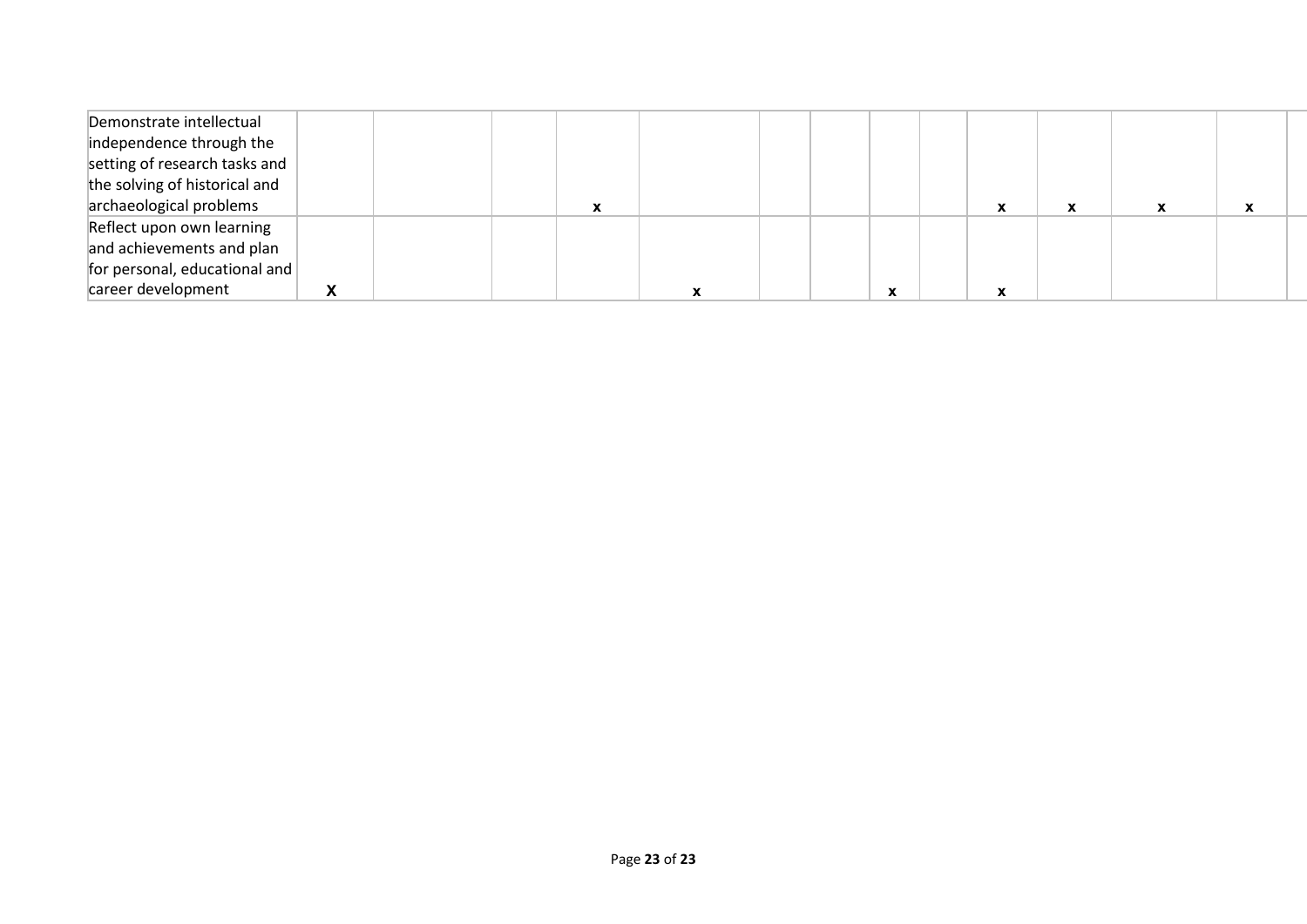| | | | | | | | | | | | | | | |
|---|---|---|---|---|---|---|---|---|---|---|---|---|---|---|
| Demonstrate intellectual independence through the setting of research tasks and the solving of historical and archaeological problems | | | | x | | | | | | x | x | x | x | |
| Reflect upon own learning and achievements and plan for personal, educational and career development | X | | | | x | | | x | | x | | | | |